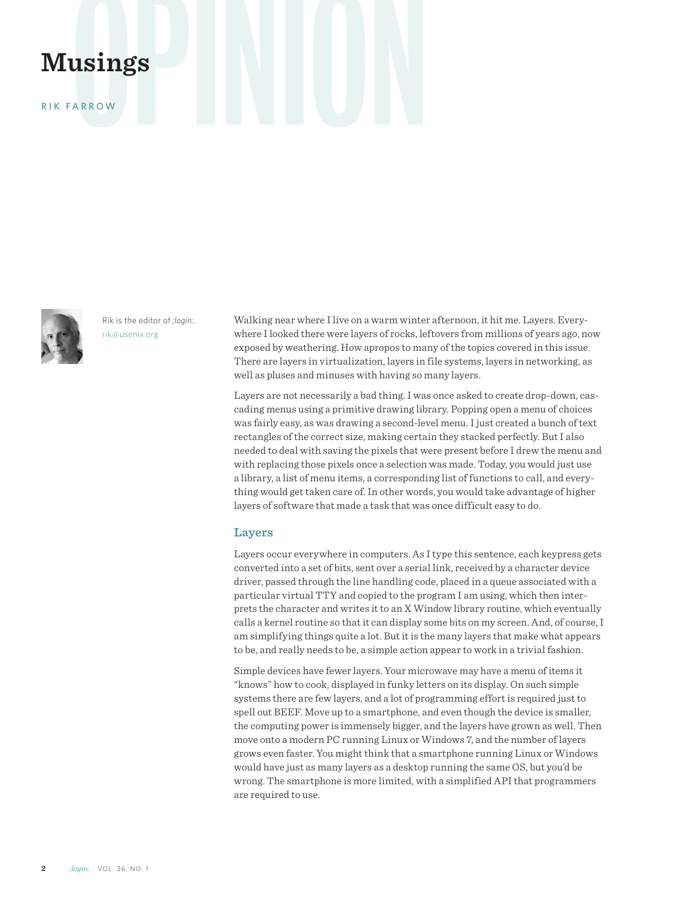# Musings

RIK FARROW

Rik is the editor of *;login:*.
rik@usenix.org

Walking near where I live on a warm winter afternoon, it hit me. Layers. Everywhere I looked there were layers of rocks, leftovers from millions of years ago, now exposed by weathering. How apropos to many of the topics covered in this issue. There are layers in virtualization, layers in file systems, layers in networking, as well as pluses and minuses with having so many layers.

Layers are not necessarily a bad thing. I was once asked to create drop-down, cascading menus using a primitive drawing library. Popping open a menu of choices was fairly easy, as was drawing a second-level menu. I just created a bunch of text rectangles of the correct size, making certain they stacked perfectly. But I also needed to deal with saving the pixels that were present before I drew the menu and with replacing those pixels once a selection was made. Today, you would just use a library, a list of menu items, a corresponding list of functions to call, and everything would get taken care of. In other words, you would take advantage of higher layers of software that made a task that was once difficult easy to do.

## Layers

Layers occur everywhere in computers. As I type this sentence, each keypress gets converted into a set of bits, sent over a serial link, received by a character device driver, passed through the line handling code, placed in a queue associated with a particular virtual TTY and copied to the program I am using, which then interprets the character and writes it to an X Window library routine, which eventually calls a kernel routine so that it can display some bits on my screen. And, of course, I am simplifying things quite a lot. But it is the many layers that make what appears to be, and really needs to be, a simple action appear to work in a trivial fashion.

Simple devices have fewer layers. Your microwave may have a menu of items it "knows" how to cook, displayed in funky letters on its display. On such simple systems there are few layers, and a lot of programming effort is required just to spell out BEEF. Move up to a smartphone, and even though the device is smaller, the computing power is immensely bigger, and the layers have grown as well. Then move onto a modern PC running Linux or Windows 7, and the number of layers grows even faster. You might think that a smartphone running Linux or Windows would have just as many layers as a desktop running the same OS, but you'd be wrong. The smartphone is more limited, with a simplified API that programmers are required to use.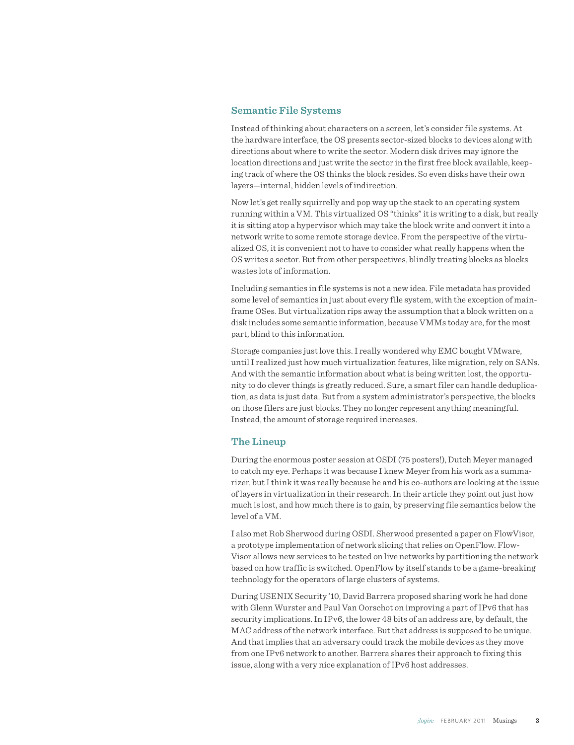## Semantic File Systems

Instead of thinking about characters on a screen, let's consider file systems. At the hardware interface, the OS presents sector-sized blocks to devices along with directions about where to write the sector. Modern disk drives may ignore the location directions and just write the sector in the first free block available, keeping track of where the OS thinks the block resides. So even disks have their own layers—internal, hidden levels of indirection.

Now let's get really squirrelly and pop way up the stack to an operating system running within a VM. This virtualized OS "thinks" it is writing to a disk, but really it is sitting atop a hypervisor which may take the block write and convert it into a network write to some remote storage device. From the perspective of the virtualized OS, it is convenient not to have to consider what really happens when the OS writes a sector. But from other perspectives, blindly treating blocks as blocks wastes lots of information.

Including semantics in file systems is not a new idea. File metadata has provided some level of semantics in just about every file system, with the exception of mainframe OSes. But virtualization rips away the assumption that a block written on a disk includes some semantic information, because VMMs today are, for the most part, blind to this information.

Storage companies just love this. I really wondered why EMC bought VMware, until I realized just how much virtualization features, like migration, rely on SANs. And with the semantic information about what is being written lost, the opportunity to do clever things is greatly reduced. Sure, a smart filer can handle deduplication, as data is just data. But from a system administrator's perspective, the blocks on those filers are just blocks. They no longer represent anything meaningful. Instead, the amount of storage required increases.

## The Lineup

During the enormous poster session at OSDI (75 posters!), Dutch Meyer managed to catch my eye. Perhaps it was because I knew Meyer from his work as a summarizer, but I think it was really because he and his co-authors are looking at the issue of layers in virtualization in their research. In their article they point out just how much is lost, and how much there is to gain, by preserving file semantics below the level of a VM.

I also met Rob Sherwood during OSDI. Sherwood presented a paper on FlowVisor, a prototype implementation of network slicing that relies on OpenFlow. FlowVisor allows new services to be tested on live networks by partitioning the network based on how traffic is switched. OpenFlow by itself stands to be a game-breaking technology for the operators of large clusters of systems.

During USENIX Security '10, David Barrera proposed sharing work he had done with Glenn Wurster and Paul Van Oorschot on improving a part of IPv6 that has security implications. In IPv6, the lower 48 bits of an address are, by default, the MAC address of the network interface. But that address is supposed to be unique. And that implies that an adversary could track the mobile devices as they move from one IPv6 network to another. Barrera shares their approach to fixing this issue, along with a very nice explanation of IPv6 host addresses.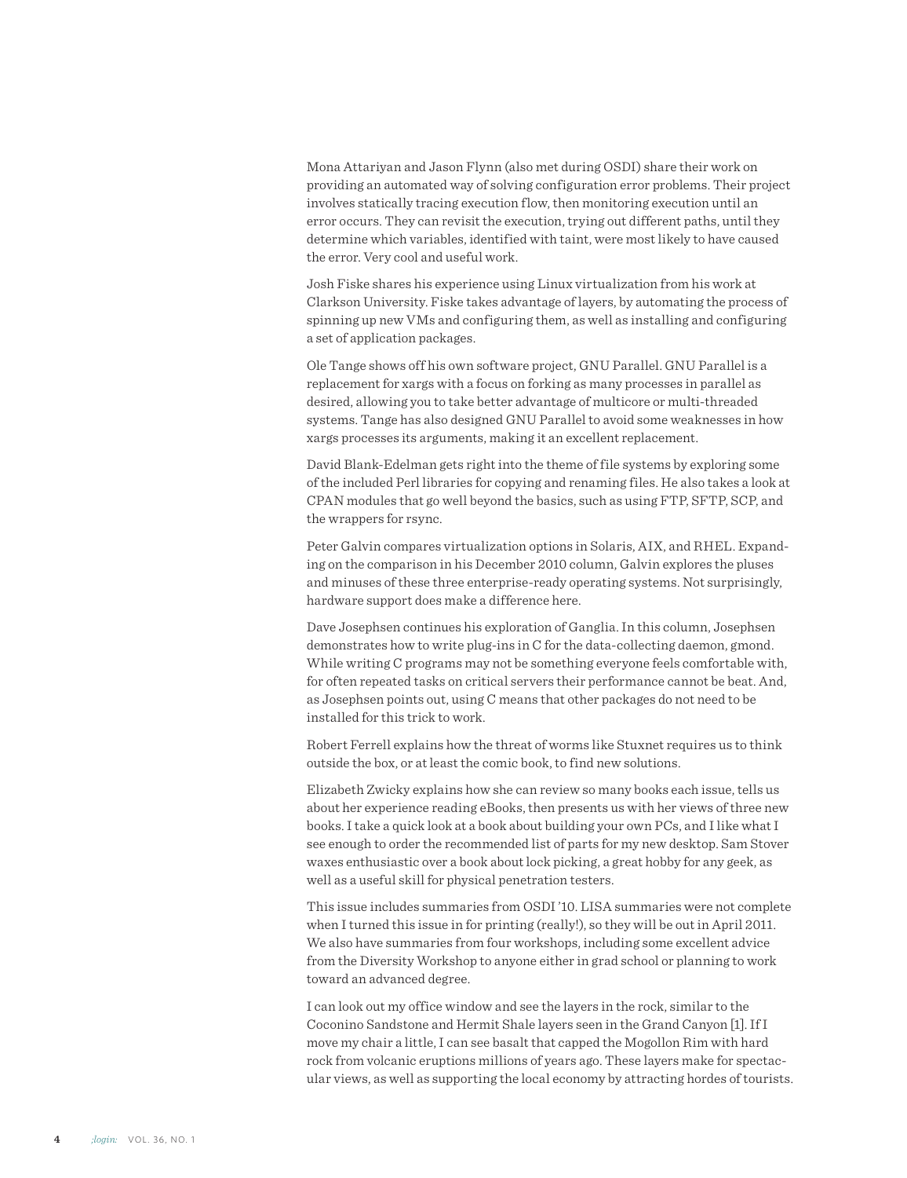Mona Attariyan and Jason Flynn (also met during OSDI) share their work on providing an automated way of solving configuration error problems. Their project involves statically tracing execution flow, then monitoring execution until an error occurs. They can revisit the execution, trying out different paths, until they determine which variables, identified with taint, were most likely to have caused the error. Very cool and useful work.

Josh Fiske shares his experience using Linux virtualization from his work at Clarkson University. Fiske takes advantage of layers, by automating the process of spinning up new VMs and configuring them, as well as installing and configuring a set of application packages.

Ole Tange shows off his own software project, GNU Parallel. GNU Parallel is a replacement for xargs with a focus on forking as many processes in parallel as desired, allowing you to take better advantage of multicore or multi-threaded systems. Tange has also designed GNU Parallel to avoid some weaknesses in how xargs processes its arguments, making it an excellent replacement.

David Blank-Edelman gets right into the theme of file systems by exploring some of the included Perl libraries for copying and renaming files. He also takes a look at CPAN modules that go well beyond the basics, such as using FTP, SFTP, SCP, and the wrappers for rsync.

Peter Galvin compares virtualization options in Solaris, AIX, and RHEL. Expanding on the comparison in his December 2010 column, Galvin explores the pluses and minuses of these three enterprise-ready operating systems. Not surprisingly, hardware support does make a difference here.

Dave Josephsen continues his exploration of Ganglia. In this column, Josephsen demonstrates how to write plug-ins in C for the data-collecting daemon, gmond. While writing C programs may not be something everyone feels comfortable with, for often repeated tasks on critical servers their performance cannot be beat. And, as Josephsen points out, using C means that other packages do not need to be installed for this trick to work.

Robert Ferrell explains how the threat of worms like Stuxnet requires us to think outside the box, or at least the comic book, to find new solutions.

Elizabeth Zwicky explains how she can review so many books each issue, tells us about her experience reading eBooks, then presents us with her views of three new books. I take a quick look at a book about building your own PCs, and I like what I see enough to order the recommended list of parts for my new desktop. Sam Stover waxes enthusiastic over a book about lock picking, a great hobby for any geek, as well as a useful skill for physical penetration testers.

This issue includes summaries from OSDI '10. LISA summaries were not complete when I turned this issue in for printing (really!), so they will be out in April 2011. We also have summaries from four workshops, including some excellent advice from the Diversity Workshop to anyone either in grad school or planning to work toward an advanced degree.

I can look out my office window and see the layers in the rock, similar to the Coconino Sandstone and Hermit Shale layers seen in the Grand Canyon [1]. If I move my chair a little, I can see basalt that capped the Mogollon Rim with hard rock from volcanic eruptions millions of years ago. These layers make for spectacular views, as well as supporting the local economy by attracting hordes of tourists.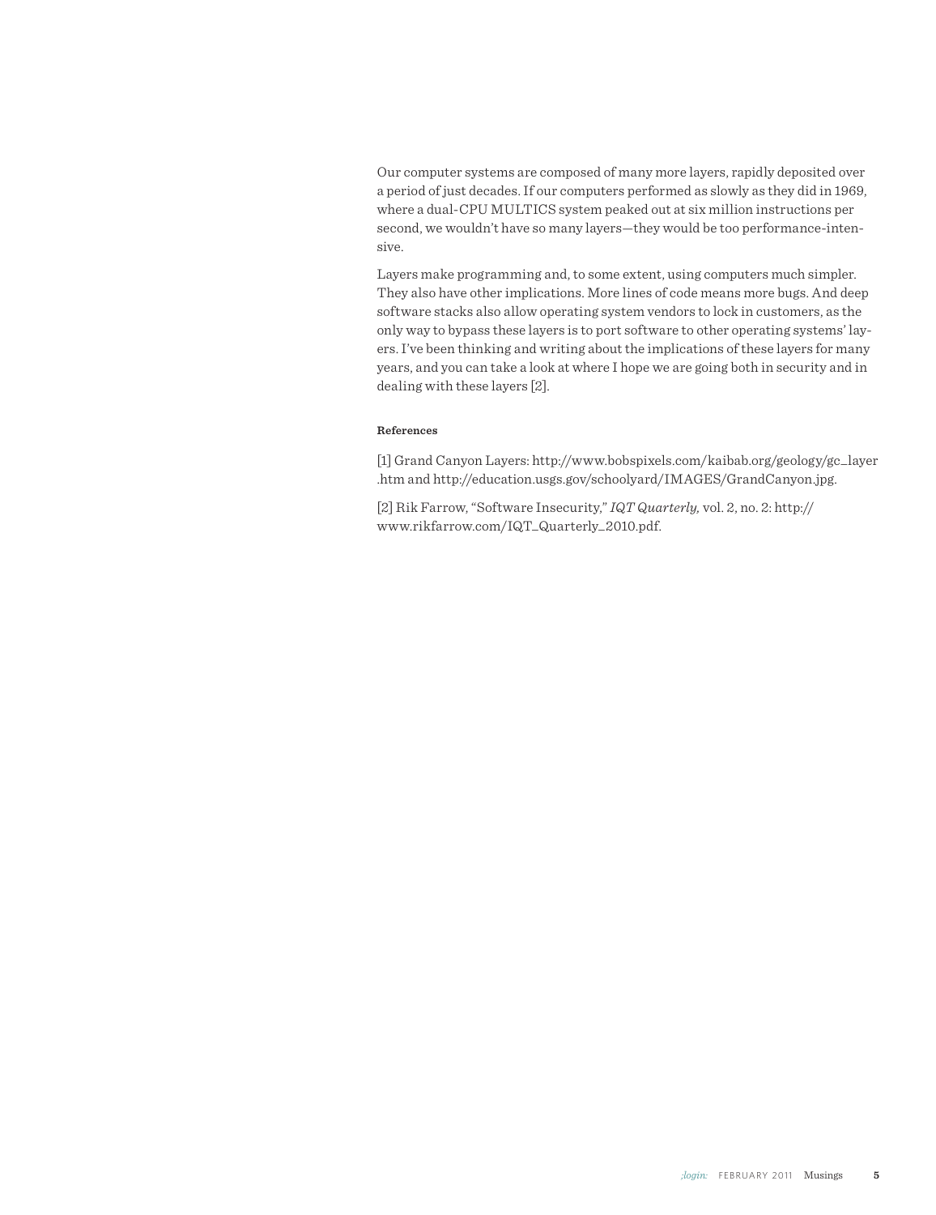Our computer systems are composed of many more layers, rapidly deposited over a period of just decades. If our computers performed as slowly as they did in 1969, where a dual-CPU MULTICS system peaked out at six million instructions per second, we wouldn't have so many layers—they would be too performance-intensive.

Layers make programming and, to some extent, using computers much simpler. They also have other implications. More lines of code means more bugs. And deep software stacks also allow operating system vendors to lock in customers, as the only way to bypass these layers is to port software to other operating systems' layers. I've been thinking and writing about the implications of these layers for many years, and you can take a look at where I hope we are going both in security and in dealing with these layers [2].

#### References

[1] Grand Canyon Layers: http://www.bobspixels.com/kaibab.org/geology/gc_layer.htm and http://education.usgs.gov/schoolyard/IMAGES/GrandCanyon.jpg.

[2] Rik Farrow, "Software Insecurity," *IQT Quarterly,* vol. 2, no. 2: http://www.rikfarrow.com/IQT_Quarterly_2010.pdf.